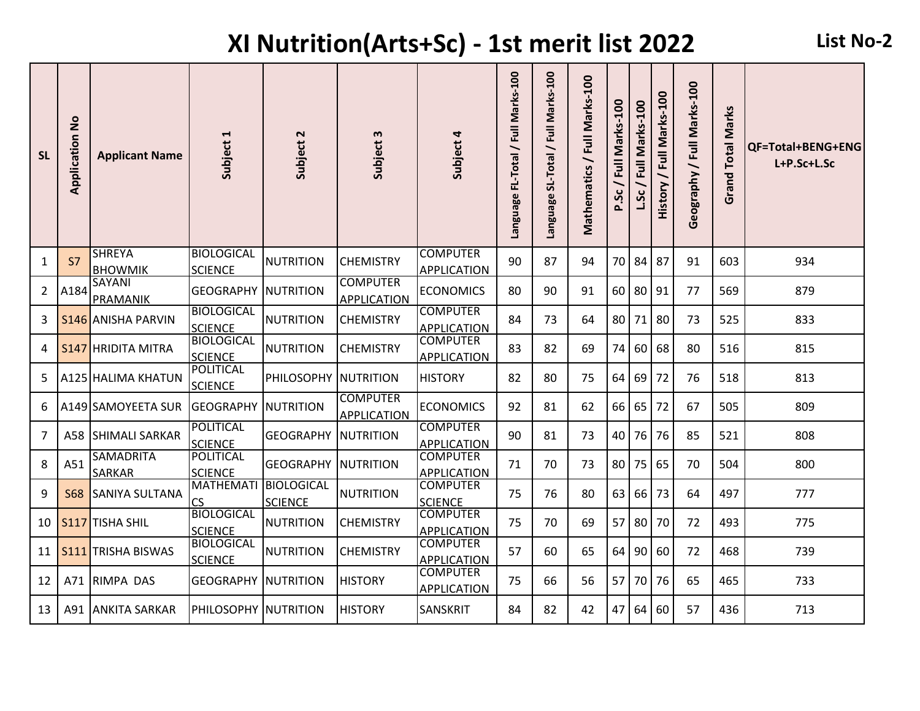# XI Nutrition(Arts+Sc) - 1st merit list 2022

**List No-2**

| SL | Application No | Applicant Name | Subject 1 | Subject 2 | Subject 3 | Subject 4 | Language FL-Total / Full Marks-100 | Language SL-Total / Full Marks-100 | Mathematics / Full Marks-100 | P.Sc / Full Marks-100 | L.Sc / Full Marks-100 | History / Full Marks-100 | Geography / Full Marks-100 | Grand Total Marks | QF=Total+BENG+ENGL+P.Sc+L.Sc |
|---|---|---|---|---|---|---|---|---|---|---|---|---|---|---|---|
| 1 | S7 | SHREYA BHOWMIK | BIOLOGICAL SCIENCE | NUTRITION | CHEMISTRY | COMPUTER APPLICATION | 90 | 87 | 94 | 70 | 84 | 87 | 91 | 603 | 934 |
| 2 | A184 | SAYANI PRAMANIK | GEOGRAPHY | NUTRITION | COMPUTER APPLICATION | ECONOMICS | 80 | 90 | 91 | 60 | 80 | 91 | 77 | 569 | 879 |
| 3 | S146 | ANISHA PARVIN | BIOLOGICAL SCIENCE | NUTRITION | CHEMISTRY | COMPUTER APPLICATION | 84 | 73 | 64 | 80 | 71 | 80 | 73 | 525 | 833 |
| 4 | S147 | HRIDITA MITRA | BIOLOGICAL SCIENCE | NUTRITION | CHEMISTRY | COMPUTER APPLICATION | 83 | 82 | 69 | 74 | 60 | 68 | 80 | 516 | 815 |
| 5 | A125 | HALIMA KHATUN | POLITICAL SCIENCE | PHILOSOPHY | NUTRITION | HISTORY | 82 | 80 | 75 | 64 | 69 | 72 | 76 | 518 | 813 |
| 6 | A149 | SAMOYEETA SUR | GEOGRAPHY | NUTRITION | COMPUTER APPLICATION | ECONOMICS | 92 | 81 | 62 | 66 | 65 | 72 | 67 | 505 | 809 |
| 7 | A58 | SHIMALI SARKAR | POLITICAL SCIENCE | GEOGRAPHY | NUTRITION | COMPUTER APPLICATION | 90 | 81 | 73 | 40 | 76 | 76 | 85 | 521 | 808 |
| 8 | A51 | SAMADRITA SARKAR | POLITICAL SCIENCE | GEOGRAPHY | NUTRITION | COMPUTER APPLICATION | 71 | 70 | 73 | 80 | 75 | 65 | 70 | 504 | 800 |
| 9 | S68 | SANIYA SULTANA | MATHEMATICS | BIOLOGICAL SCIENCE | NUTRITION | COMPUTER SCIENCE | 75 | 76 | 80 | 63 | 66 | 73 | 64 | 497 | 777 |
| 10 | S117 | TISHA SHIL | BIOLOGICAL SCIENCE | NUTRITION | CHEMISTRY | COMPUTER APPLICATION | 75 | 70 | 69 | 57 | 80 | 70 | 72 | 493 | 775 |
| 11 | S111 | TRISHA BISWAS | BIOLOGICAL SCIENCE | NUTRITION | CHEMISTRY | COMPUTER APPLICATION | 57 | 60 | 65 | 64 | 90 | 60 | 72 | 468 | 739 |
| 12 | A71 | RIMPA DAS | GEOGRAPHY | NUTRITION | HISTORY | COMPUTER APPLICATION | 75 | 66 | 56 | 57 | 70 | 76 | 65 | 465 | 733 |
| 13 | A91 | ANKITA SARKAR | PHILOSOPHY | NUTRITION | HISTORY | SANSKRIT | 84 | 82 | 42 | 47 | 64 | 60 | 57 | 436 | 713 |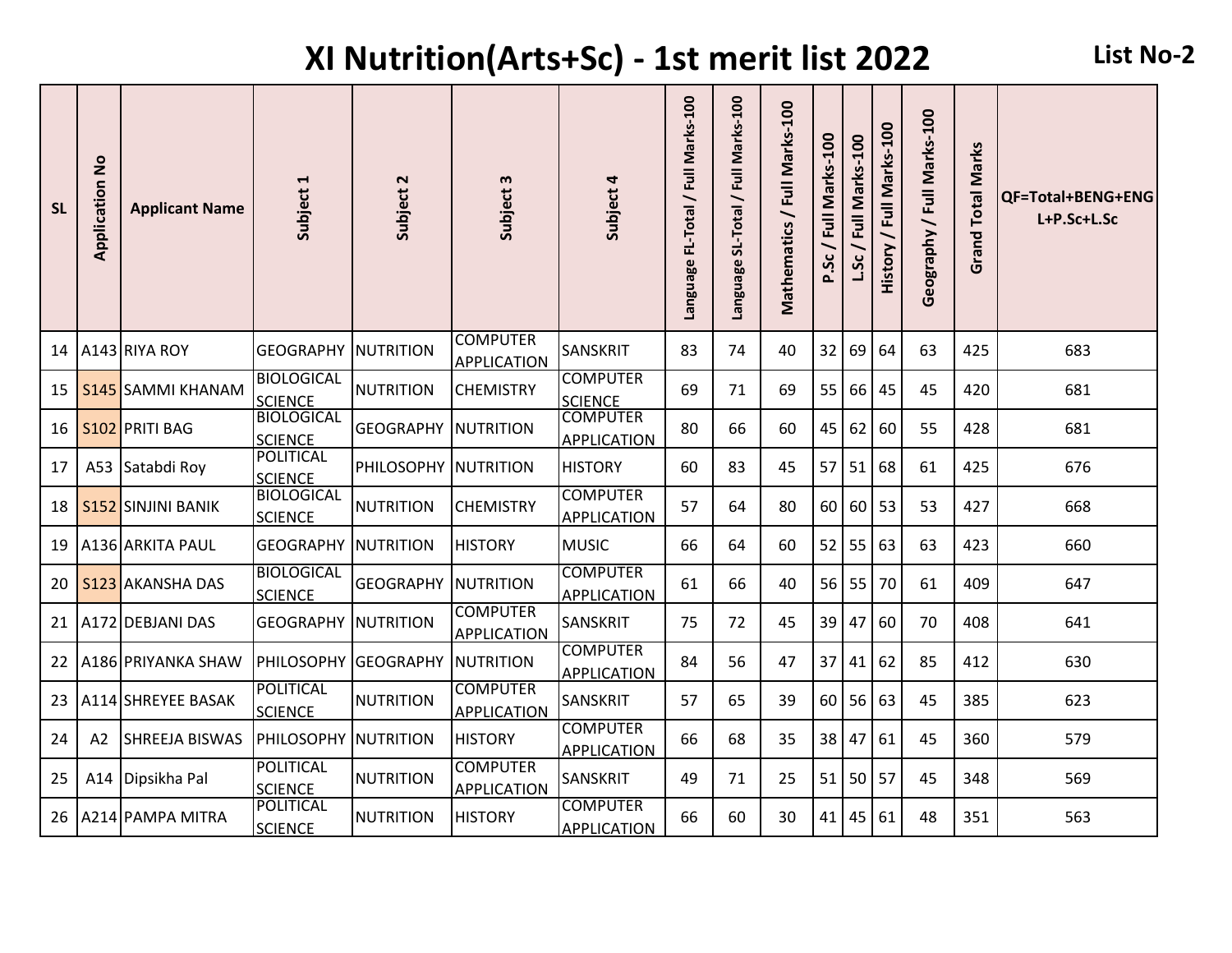# XI Nutrition(Arts+Sc) - 1st merit list 2022

**List No-2**

| SL | Application No | Applicant Name | Subject 1 | Subject 2 | Subject 3 | Subject 4 | Language FL-Total / Full Marks-100 | Language SL-Total / Full Marks-100 | Mathematics / Full Marks-100 | P.Sc / Full Marks-100 | L.Sc / Full Marks-100 | History / Full Marks-100 | Geography / Full Marks-100 | Grand Total Marks | QF=Total+BENG+ENG L+P.Sc+L.Sc |
|---|---|---|---|---|---|---|---|---|---|---|---|---|---|---|---|
| 14 | A143 | RIYA ROY | GEOGRAPHY | NUTRITION | COMPUTER APPLICATION | SANSKRIT | 83 | 74 | 40 | 32 | 69 | 64 | 63 | 425 | 683 |
| 15 | S145 | SAMMI KHANAM | BIOLOGICAL SCIENCE | NUTRITION | CHEMISTRY | COMPUTER SCIENCE | 69 | 71 | 69 | 55 | 66 | 45 | 45 | 420 | 681 |
| 16 | S102 | PRITI BAG | BIOLOGICAL SCIENCE | GEOGRAPHY | NUTRITION | COMPUTER APPLICATION | 80 | 66 | 60 | 45 | 62 | 60 | 55 | 428 | 681 |
| 17 | A53 | Satabdi Roy | POLITICAL SCIENCE | PHILOSOPHY | NUTRITION | HISTORY | 60 | 83 | 45 | 57 | 51 | 68 | 61 | 425 | 676 |
| 18 | S152 | SINJINI BANIK | BIOLOGICAL SCIENCE | NUTRITION | CHEMISTRY | COMPUTER APPLICATION | 57 | 64 | 80 | 60 | 60 | 53 | 53 | 427 | 668 |
| 19 | A136 | ARKITA PAUL | GEOGRAPHY | NUTRITION | HISTORY | MUSIC | 66 | 64 | 60 | 52 | 55 | 63 | 63 | 423 | 660 |
| 20 | S123 | AKANSHA DAS | BIOLOGICAL SCIENCE | GEOGRAPHY | NUTRITION | COMPUTER APPLICATION | 61 | 66 | 40 | 56 | 55 | 70 | 61 | 409 | 647 |
| 21 | A172 | DEBJANI DAS | GEOGRAPHY | NUTRITION | COMPUTER APPLICATION | SANSKRIT | 75 | 72 | 45 | 39 | 47 | 60 | 70 | 408 | 641 |
| 22 | A186 | PRIYANKA SHAW | PHILOSOPHY | GEOGRAPHY | NUTRITION | COMPUTER APPLICATION | 84 | 56 | 47 | 37 | 41 | 62 | 85 | 412 | 630 |
| 23 | A114 | SHREYEE BASAK | POLITICAL SCIENCE | NUTRITION | COMPUTER APPLICATION | SANSKRIT | 57 | 65 | 39 | 60 | 56 | 63 | 45 | 385 | 623 |
| 24 | A2 | SHREEJA BISWAS | PHILOSOPHY | NUTRITION | HISTORY | COMPUTER APPLICATION | 66 | 68 | 35 | 38 | 47 | 61 | 45 | 360 | 579 |
| 25 | A14 | Dipsikha Pal | POLITICAL SCIENCE | NUTRITION | COMPUTER APPLICATION | SANSKRIT | 49 | 71 | 25 | 51 | 50 | 57 | 45 | 348 | 569 |
| 26 | A214 | PAMPA MITRA | POLITICAL SCIENCE | NUTRITION | HISTORY | COMPUTER APPLICATION | 66 | 60 | 30 | 41 | 45 | 61 | 48 | 351 | 563 |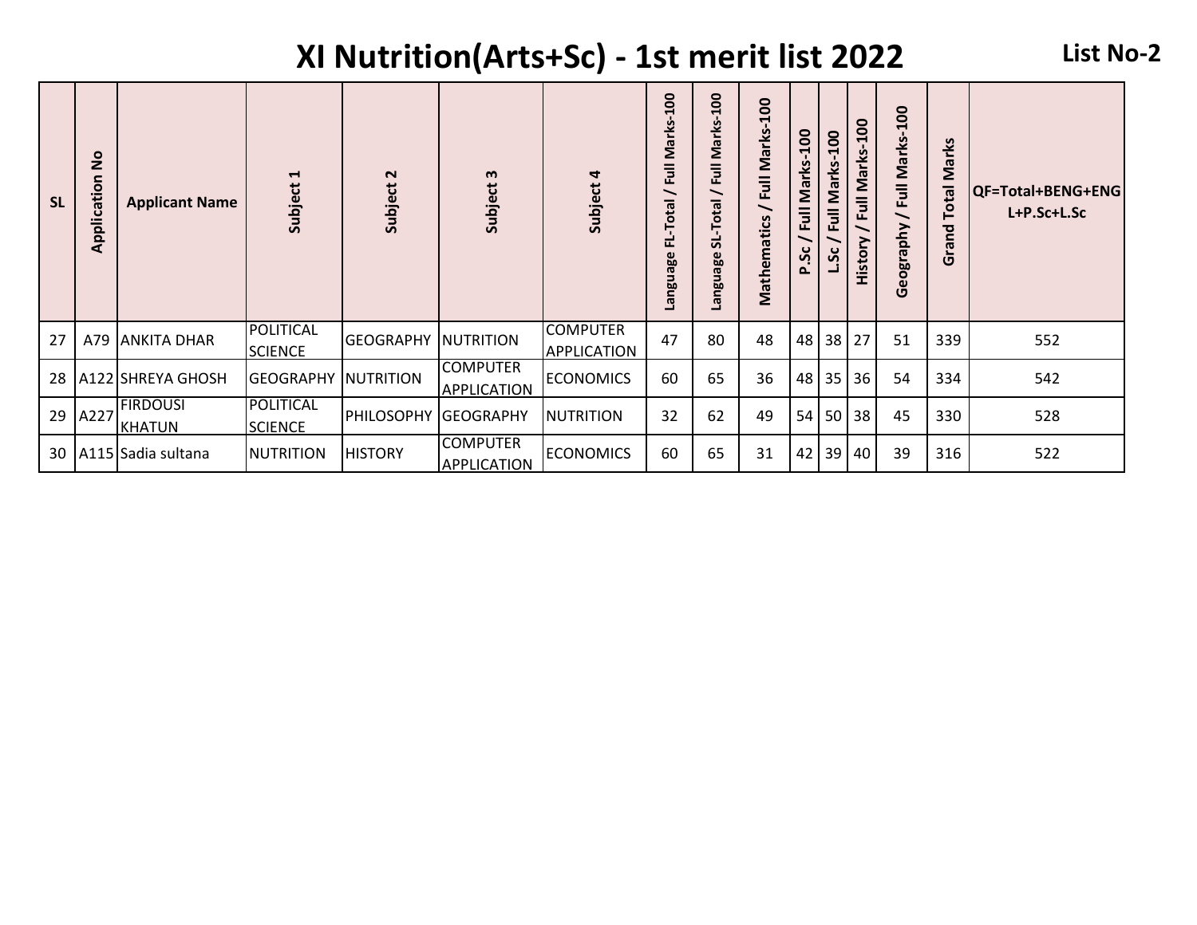# XI Nutrition(Arts+Sc) - 1st merit list 2022

**List No-2**

| SL | Application No | Applicant Name | Subject 1 | Subject 2 | Subject 3 | Subject 4 | Language FL-Total / Full Marks-100 | Language SL-Total / Full Marks-100 | Mathematics / Full Marks-100 | P.Sc / Full Marks-100 | L.Sc / Full Marks-100 | History / Full Marks-100 | Geography / Full Marks-100 | Grand Total Marks | QF=Total+BENG+ENG L+P.Sc+L.Sc |
|---|---|---|---|---|---|---|---|---|---|---|---|---|---|---|---|
| 27 | A79 | ANKITA DHAR | POLITICAL SCIENCE | GEOGRAPHY | NUTRITION | COMPUTER APPLICATION | 47 | 80 | 48 | 48 | 38 | 27 | 51 | 339 | 552 |
| 28 | A122 | SHREYA GHOSH | GEOGRAPHY | NUTRITION | COMPUTER APPLICATION | ECONOMICS | 60 | 65 | 36 | 48 | 35 | 36 | 54 | 334 | 542 |
| 29 | A227 | FIRDOUSI KHATUN | POLITICAL SCIENCE | PHILOSOPHY | GEOGRAPHY | NUTRITION | 32 | 62 | 49 | 54 | 50 | 38 | 45 | 330 | 528 |
| 30 | A115 | Sadia sultana | NUTRITION | HISTORY | COMPUTER APPLICATION | ECONOMICS | 60 | 65 | 31 | 42 | 39 | 40 | 39 | 316 | 522 |